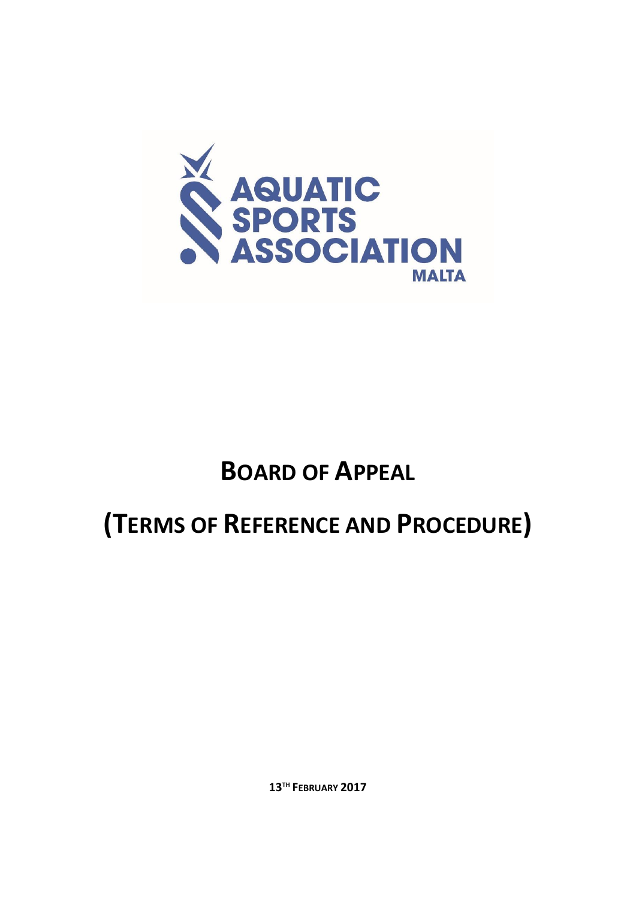AQUATIC SPORTS ASSOCIATION MALTA

# BOARD OF APPEAL

# (TERMS OF REFERENCE AND PROCEDURE)

**13TH FEBRUARY 2017**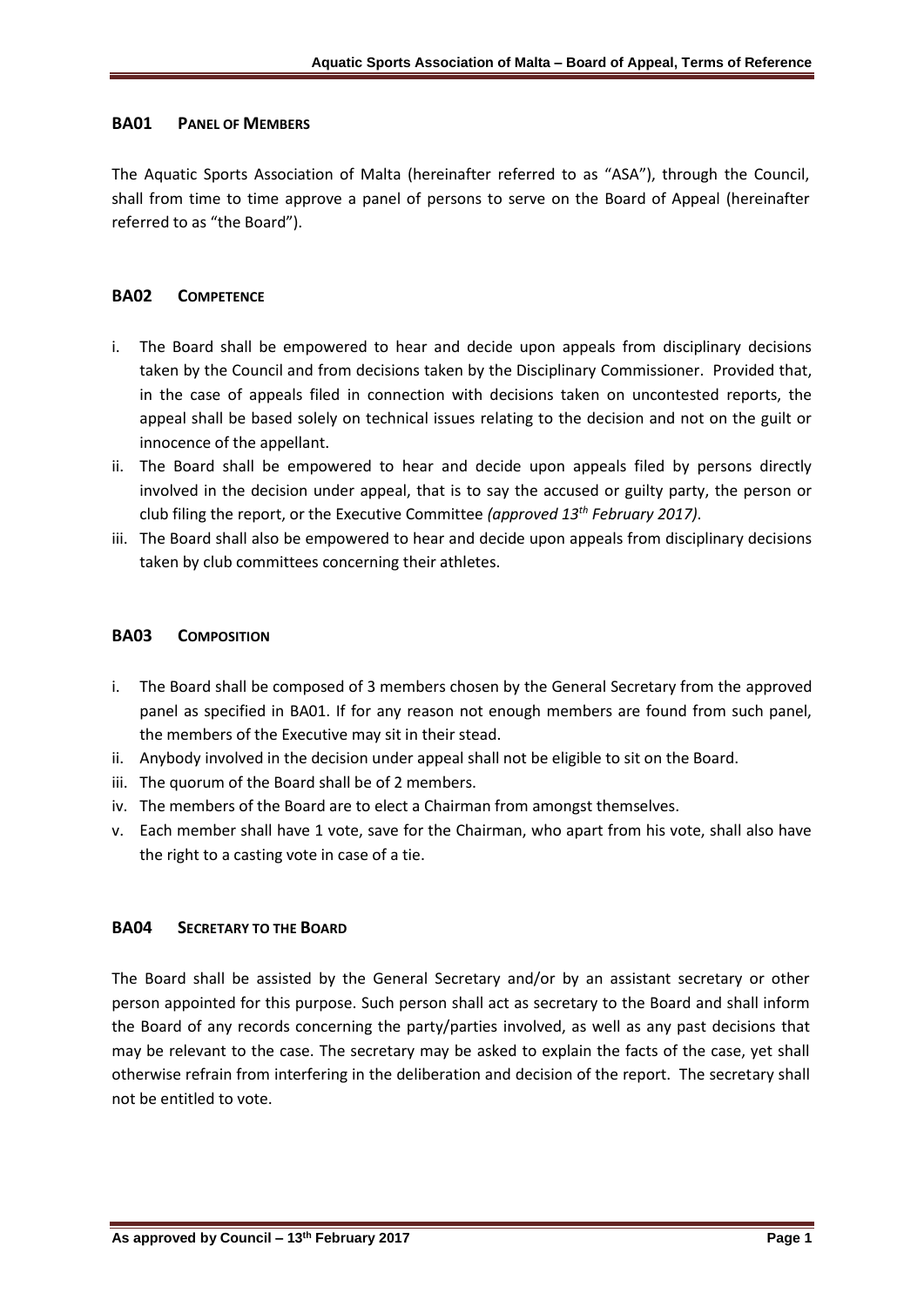## BA01 Panel of Members

The Aquatic Sports Association of Malta (hereinafter referred to as "ASA"), through the Council, shall from time to time approve a panel of persons to serve on the Board of Appeal (hereinafter referred to as "the Board").

## BA02 Competence

i. The Board shall be empowered to hear and decide upon appeals from disciplinary decisions taken by the Council and from decisions taken by the Disciplinary Commissioner. Provided that, in the case of appeals filed in connection with decisions taken on uncontested reports, the appeal shall be based solely on technical issues relating to the decision and not on the guilt or innocence of the appellant.
ii. The Board shall be empowered to hear and decide upon appeals filed by persons directly involved in the decision under appeal, that is to say the accused or guilty party, the person or club filing the report, or the Executive Committee *(approved 13th February 2017)*.
iii. The Board shall also be empowered to hear and decide upon appeals from disciplinary decisions taken by club committees concerning their athletes.

## BA03 Composition

i. The Board shall be composed of 3 members chosen by the General Secretary from the approved panel as specified in BA01. If for any reason not enough members are found from such panel, the members of the Executive may sit in their stead.
ii. Anybody involved in the decision under appeal shall not be eligible to sit on the Board.
iii. The quorum of the Board shall be of 2 members.
iv. The members of the Board are to elect a Chairman from amongst themselves.
v. Each member shall have 1 vote, save for the Chairman, who apart from his vote, shall also have the right to a casting vote in case of a tie.

## BA04 Secretary to the Board

The Board shall be assisted by the General Secretary and/or by an assistant secretary or other person appointed for this purpose. Such person shall act as secretary to the Board and shall inform the Board of any records concerning the party/parties involved, as well as any past decisions that may be relevant to the case. The secretary may be asked to explain the facts of the case, yet shall otherwise refrain from interfering in the deliberation and decision of the report. The secretary shall not be entitled to vote.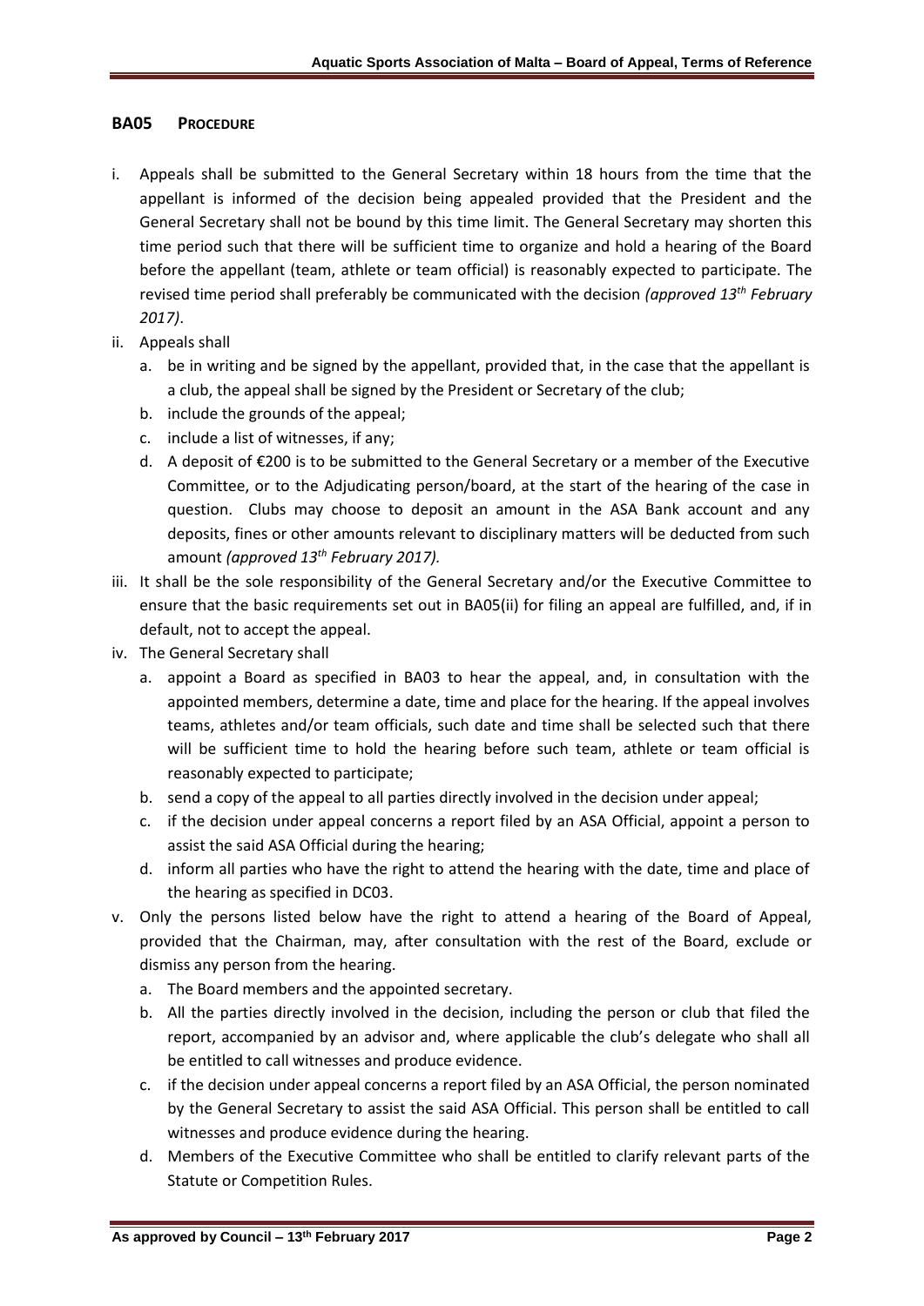## BA05 PROCEDURE

i. Appeals shall be submitted to the General Secretary within 18 hours from the time that the appellant is informed of the decision being appealed provided that the President and the General Secretary shall not be bound by this time limit. The General Secretary may shorten this time period such that there will be sufficient time to organize and hold a hearing of the Board before the appellant (team, athlete or team official) is reasonably expected to participate. The revised time period shall preferably be communicated with the decision *(approved 13th February 2017)*.

ii. Appeals shall
   a. be in writing and be signed by the appellant, provided that, in the case that the appellant is a club, the appeal shall be signed by the President or Secretary of the club;
   b. include the grounds of the appeal;
   c. include a list of witnesses, if any;
   d. A deposit of €200 is to be submitted to the General Secretary or a member of the Executive Committee, or to the Adjudicating person/board, at the start of the hearing of the case in question. Clubs may choose to deposit an amount in the ASA Bank account and any deposits, fines or other amounts relevant to disciplinary matters will be deducted from such amount *(approved 13th February 2017).*

iii. It shall be the sole responsibility of the General Secretary and/or the Executive Committee to ensure that the basic requirements set out in BA05(ii) for filing an appeal are fulfilled, and, if in default, not to accept the appeal.

iv. The General Secretary shall
   a. appoint a Board as specified in BA03 to hear the appeal, and, in consultation with the appointed members, determine a date, time and place for the hearing. If the appeal involves teams, athletes and/or team officials, such date and time shall be selected such that there will be sufficient time to hold the hearing before such team, athlete or team official is reasonably expected to participate;
   b. send a copy of the appeal to all parties directly involved in the decision under appeal;
   c. if the decision under appeal concerns a report filed by an ASA Official, appoint a person to assist the said ASA Official during the hearing;
   d. inform all parties who have the right to attend the hearing with the date, time and place of the hearing as specified in DC03.

v. Only the persons listed below have the right to attend a hearing of the Board of Appeal, provided that the Chairman, may, after consultation with the rest of the Board, exclude or dismiss any person from the hearing.
   a. The Board members and the appointed secretary.
   b. All the parties directly involved in the decision, including the person or club that filed the report, accompanied by an advisor and, where applicable the club's delegate who shall all be entitled to call witnesses and produce evidence.
   c. if the decision under appeal concerns a report filed by an ASA Official, the person nominated by the General Secretary to assist the said ASA Official. This person shall be entitled to call witnesses and produce evidence during the hearing.
   d. Members of the Executive Committee who shall be entitled to clarify relevant parts of the Statute or Competition Rules.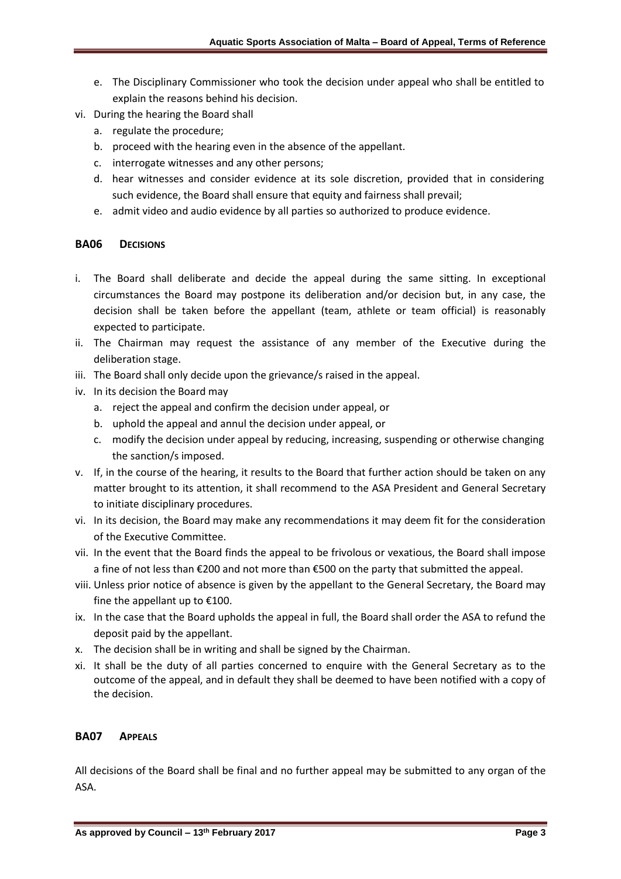e. The Disciplinary Commissioner who took the decision under appeal who shall be entitled to explain the reasons behind his decision.

vi. During the hearing the Board shall
   a. regulate the procedure;
   b. proceed with the hearing even in the absence of the appellant.
   c. interrogate witnesses and any other persons;
   d. hear witnesses and consider evidence at its sole discretion, provided that in considering such evidence, the Board shall ensure that equity and fairness shall prevail;
   e. admit video and audio evidence by all parties so authorized to produce evidence.

## BA06 DECISIONS

i. The Board shall deliberate and decide the appeal during the same sitting. In exceptional circumstances the Board may postpone its deliberation and/or decision but, in any case, the decision shall be taken before the appellant (team, athlete or team official) is reasonably expected to participate.

ii. The Chairman may request the assistance of any member of the Executive during the deliberation stage.

iii. The Board shall only decide upon the grievance/s raised in the appeal.

iv. In its decision the Board may
   a. reject the appeal and confirm the decision under appeal, or
   b. uphold the appeal and annul the decision under appeal, or
   c. modify the decision under appeal by reducing, increasing, suspending or otherwise changing the sanction/s imposed.

v. If, in the course of the hearing, it results to the Board that further action should be taken on any matter brought to its attention, it shall recommend to the ASA President and General Secretary to initiate disciplinary procedures.

vi. In its decision, the Board may make any recommendations it may deem fit for the consideration of the Executive Committee.

vii. In the event that the Board finds the appeal to be frivolous or vexatious, the Board shall impose a fine of not less than €200 and not more than €500 on the party that submitted the appeal.

viii. Unless prior notice of absence is given by the appellant to the General Secretary, the Board may fine the appellant up to €100.

ix. In the case that the Board upholds the appeal in full, the Board shall order the ASA to refund the deposit paid by the appellant.

x. The decision shall be in writing and shall be signed by the Chairman.

xi. It shall be the duty of all parties concerned to enquire with the General Secretary as to the outcome of the appeal, and in default they shall be deemed to have been notified with a copy of the decision.

## BA07 APPEALS

All decisions of the Board shall be final and no further appeal may be submitted to any organ of the ASA.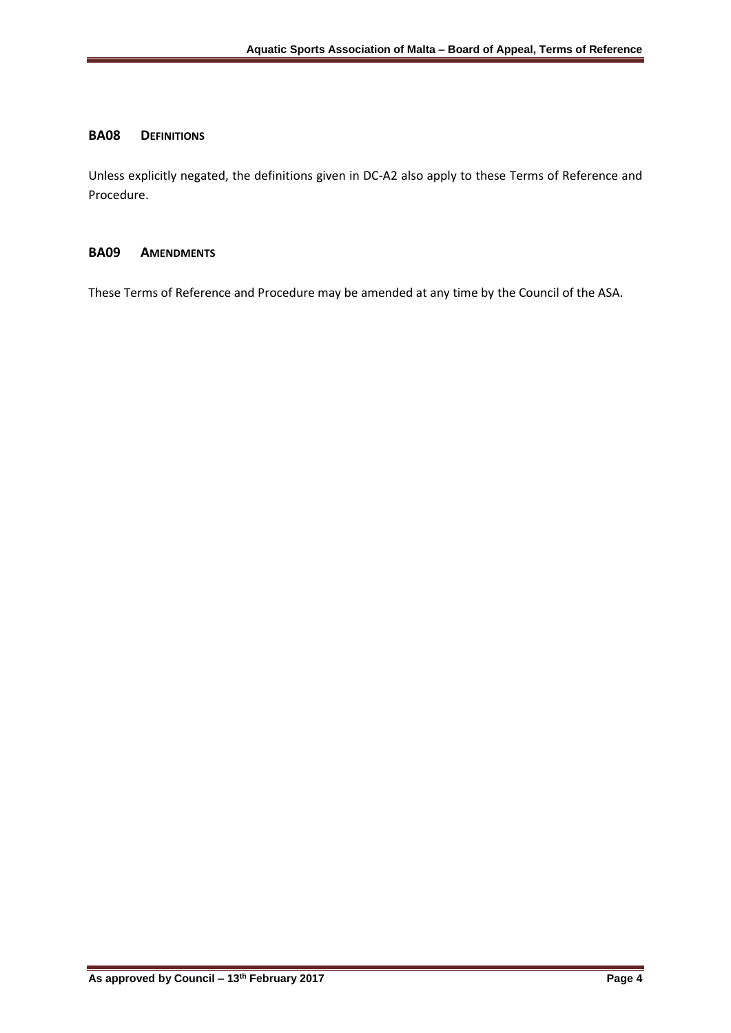## BA08 DEFINITIONS

Unless explicitly negated, the definitions given in DC-A2 also apply to these Terms of Reference and Procedure.

## BA09 AMENDMENTS

These Terms of Reference and Procedure may be amended at any time by the Council of the ASA.